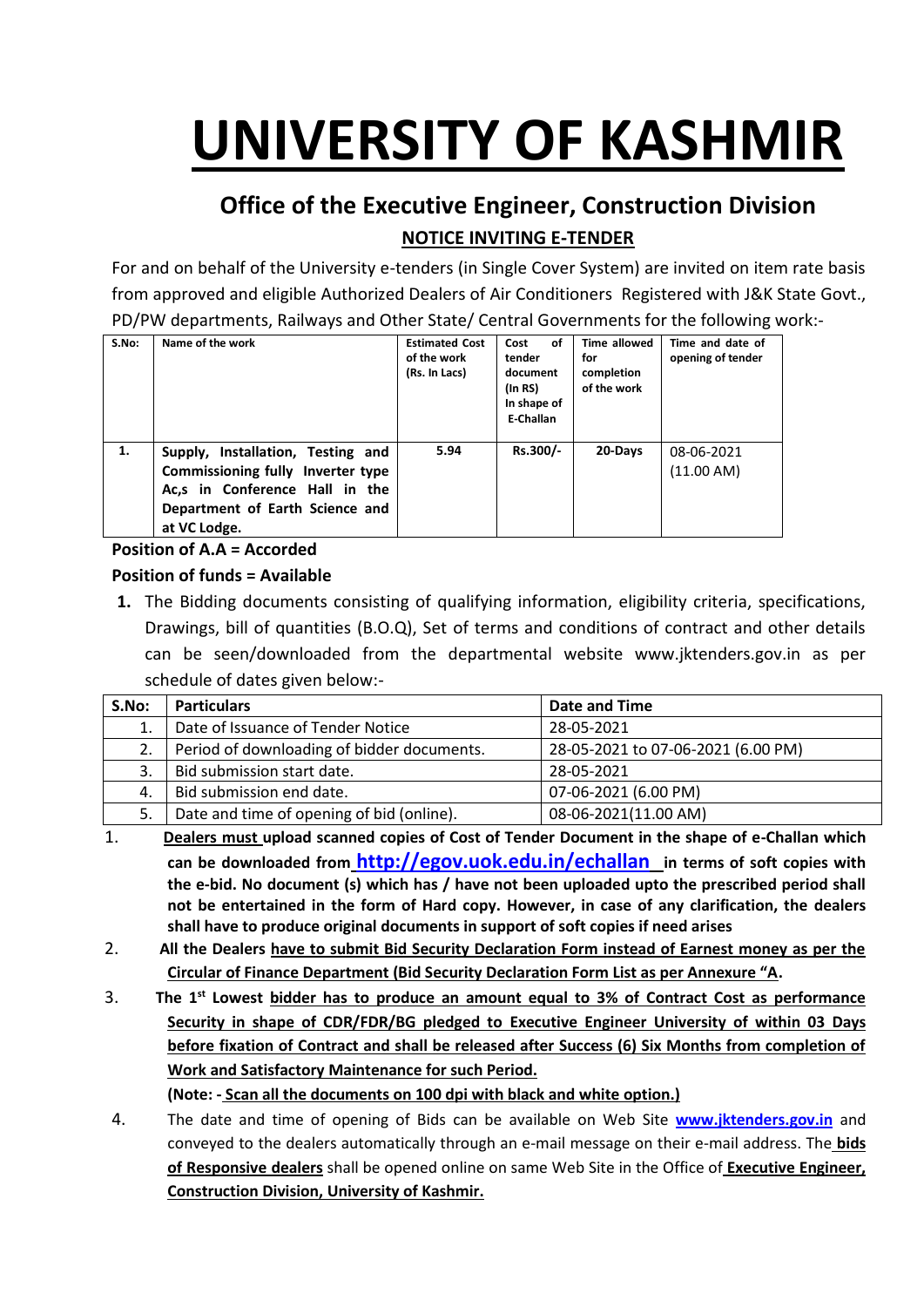# UNIVERSITY OF KASHMIR

## Office of the Executive Engineer, Construction Division

### NOTICE INVITING E-TENDER

For and on behalf of the University e-tenders (in Single Cover System) are invited on item rate basis from approved and eligible Authorized Dealers of Air Conditioners Registered with J&K State Govt., PD/PW departments, Railways and Other State/ Central Governments for the following work:-

| S.No: | Name of the work | Estimated Cost of the work (Rs. In Lacs) | Cost of tender document (In RS) In shape of E-Challan | Time allowed for completion of the work | Time and date of opening of tender |
|---|---|---|---|---|---|
| 1. | **Supply, Installation, Testing and Commissioning fully Inverter type Ac,s in Conference Hall in the Department of Earth Science and at VC Lodge.** | **5.94** | **Rs.300/-** | **20-Days** | 08-06-2021 (11.00 AM) |

**Position of A.A = Accorded**

**Position of funds = Available**

1. The Bidding documents consisting of qualifying information, eligibility criteria, specifications, Drawings, bill of quantities (B.O.Q), Set of terms and conditions of contract and other details can be seen/downloaded from the departmental website www.jktenders.gov.in as per schedule of dates given below:-

| S.No: | Particulars | Date and Time |
|---|---|---|
| 1. | Date of Issuance of Tender Notice | 28-05-2021 |
| 2. | Period of downloading of bidder documents. | 28-05-2021 to 07-06-2021 (6.00 PM) |
| 3. | Bid submission start date. | 28-05-2021 |
| 4. | Bid submission end date. | 07-06-2021 (6.00 PM) |
| 5. | Date and time of opening of bid (online). | 08-06-2021(11.00 AM) |

1. **Dealers must upload scanned copies of Cost of Tender Document in the shape of e-Challan which can be downloaded from http://egov.uok.edu.in/echallan in terms of soft copies with the e-bid. No document (s) which has / have not been uploaded upto the prescribed period shall not be entertained in the form of Hard copy. However, in case of any clarification, the dealers shall have to produce original documents in support of soft copies if need arises**
2. **All the Dealers have to submit Bid Security Declaration Form instead of Earnest money as per the Circular of Finance Department (Bid Security Declaration Form List as per Annexure "A.**
3. **The 1st Lowest bidder has to produce an amount equal to 3% of Contract Cost as performance Security in shape of CDR/FDR/BG pledged to Executive Engineer University of within 03 Days before fixation of Contract and shall be released after Success (6) Six Months from completion of Work and Satisfactory Maintenance for such Period.**

   **(Note: - Scan all the documents on 100 dpi with black and white option.)**
4. The date and time of opening of Bids can be available on Web Site **www.jktenders.gov.in** and conveyed to the dealers automatically through an e-mail message on their e-mail address. The **bids of Responsive dealers** shall be opened online on same Web Site in the Office of **Executive Engineer, Construction Division, University of Kashmir.**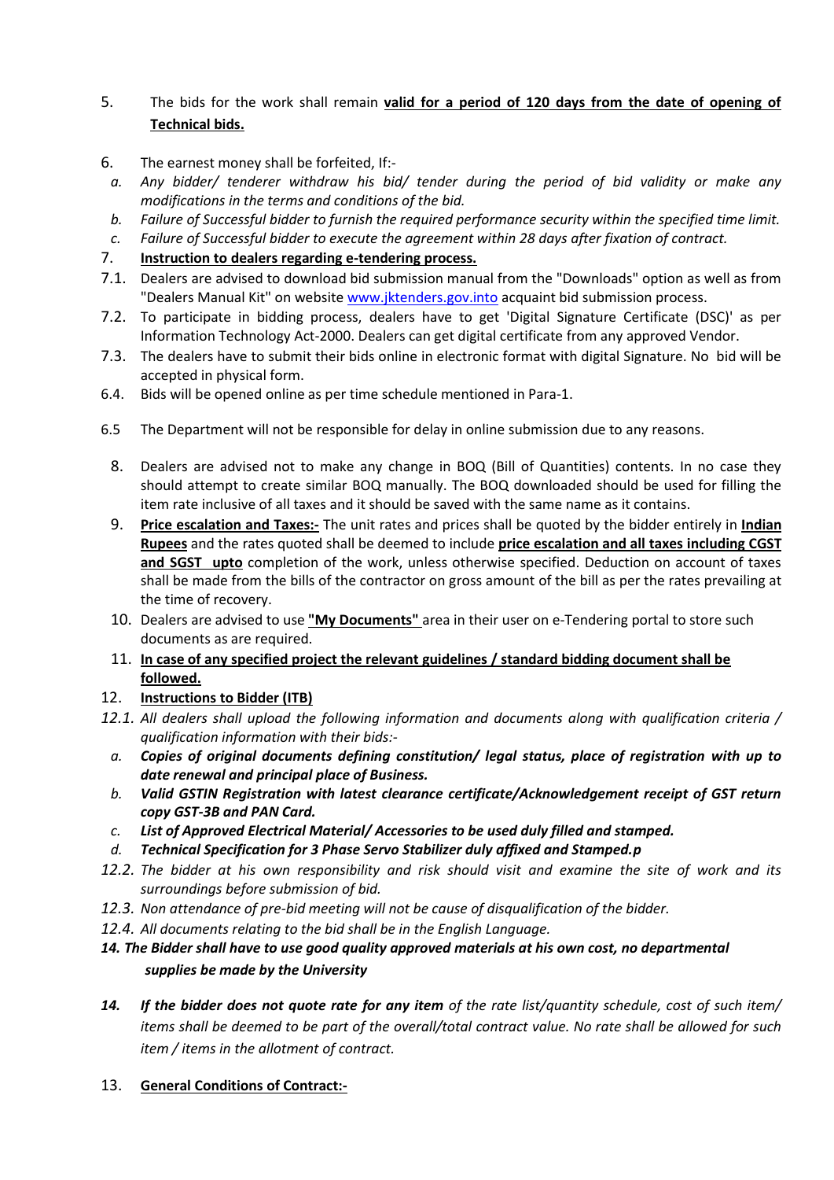5. The bids for the work shall remain **valid for a period of 120 days from the date of opening of Technical bids.**

6. The earnest money shall be forfeited, If:-
   a. *Any bidder/ tenderer withdraw his bid/ tender during the period of bid validity or make any modifications in the terms and conditions of the bid.*
   b. *Failure of Successful bidder to furnish the required performance security within the specified time limit.*
   c. *Failure of Successful bidder to execute the agreement within 28 days after fixation of contract.*

7. **Instruction to dealers regarding e-tendering process.**

7.1. Dealers are advised to download bid submission manual from the "Downloads" option as well as from "Dealers Manual Kit" on website www.jktenders.gov.into acquaint bid submission process.

7.2. To participate in bidding process, dealers have to get 'Digital Signature Certificate (DSC)' as per Information Technology Act-2000. Dealers can get digital certificate from any approved Vendor.

7.3. The dealers have to submit their bids online in electronic format with digital Signature. No bid will be accepted in physical form.

6.4. Bids will be opened online as per time schedule mentioned in Para-1.

6.5 The Department will not be responsible for delay in online submission due to any reasons.

8. Dealers are advised not to make any change in BOQ (Bill of Quantities) contents. In no case they should attempt to create similar BOQ manually. The BOQ downloaded should be used for filling the item rate inclusive of all taxes and it should be saved with the same name as it contains.

9. **Price escalation and Taxes:-** The unit rates and prices shall be quoted by the bidder entirely in **Indian Rupees** and the rates quoted shall be deemed to include **price escalation and all taxes including CGST and SGST upto** completion of the work, unless otherwise specified. Deduction on account of taxes shall be made from the bills of the contractor on gross amount of the bill as per the rates prevailing at the time of recovery.

10. Dealers are advised to use **"My Documents"** area in their user on e-Tendering portal to store such documents as are required.

11. **In case of any specified project the relevant guidelines / standard bidding document shall be followed.**

12. **Instructions to Bidder (ITB)**

*12.1. All dealers shall upload the following information and documents along with qualification criteria / qualification information with their bids:-*

   a. ***Copies of original documents defining constitution/ legal status, place of registration with up to date renewal and principal place of Business.***
   b. ***Valid GSTIN Registration with latest clearance certificate/Acknowledgement receipt of GST return copy GST-3B and PAN Card.***
   c. ***List of Approved Electrical Material/ Accessories to be used duly filled and stamped.***
   d. ***Technical Specification for 3 Phase Servo Stabilizer duly affixed and Stamped.p***

*12.2. The bidder at his own responsibility and risk should visit and examine the site of work and its surroundings before submission of bid.*

*12.3. Non attendance of pre-bid meeting will not be cause of disqualification of the bidder.*

*12.4. All documents relating to the bid shall be in the English Language.*

***14. The Bidder shall have to use good quality approved materials at his own cost, no departmental supplies be made by the University***

***14. If the bidder does not quote rate for any item*** *of the rate list/quantity schedule, cost of such item/ items shall be deemed to be part of the overall/total contract value. No rate shall be allowed for such item / items in the allotment of contract.*

13. **General Conditions of Contract:-**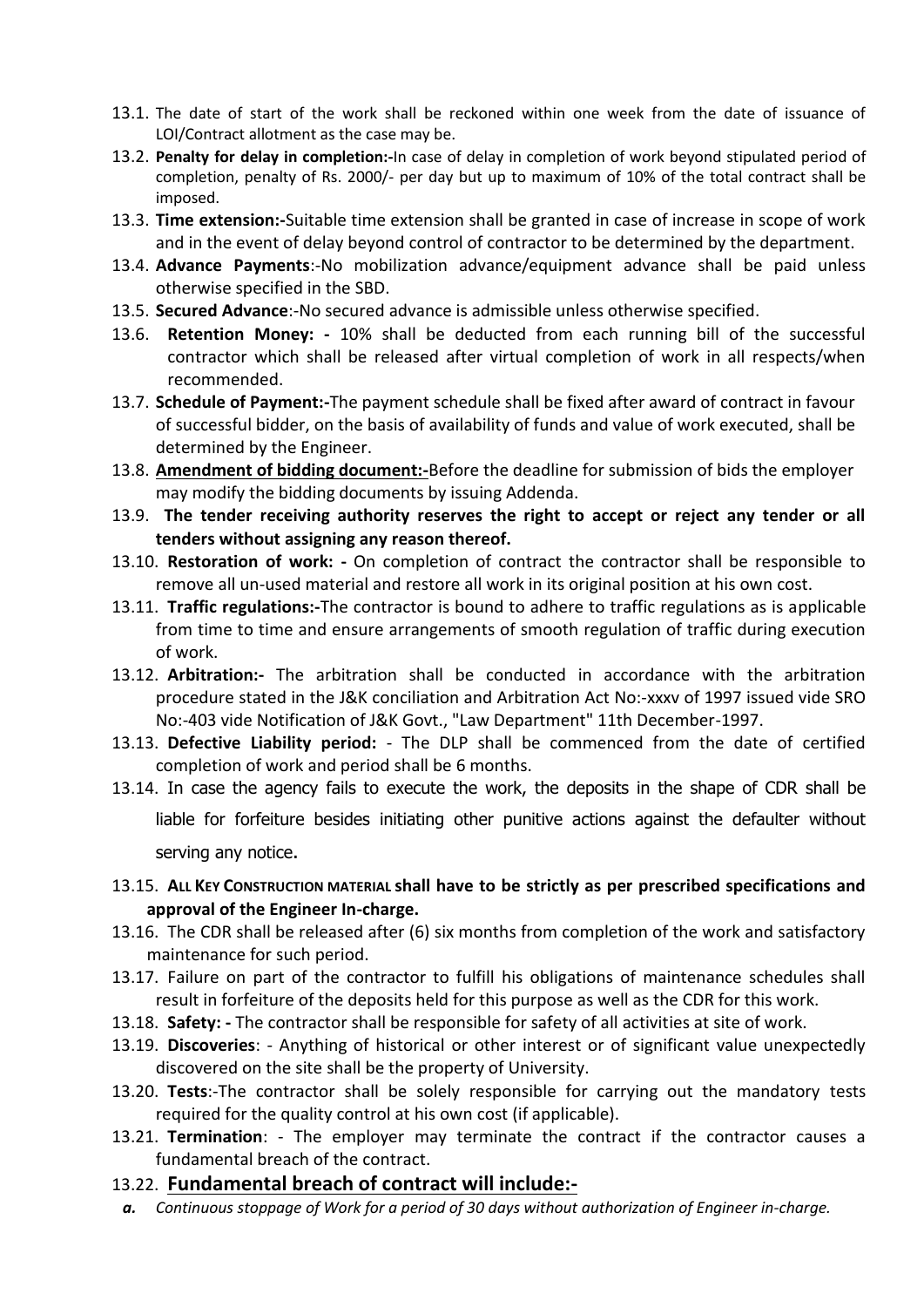13.1. The date of start of the work shall be reckoned within one week from the date of issuance of LOI/Contract allotment as the case may be.

13.2. **Penalty for delay in completion:-**In case of delay in completion of work beyond stipulated period of completion, penalty of Rs. 2000/- per day but up to maximum of 10% of the total contract shall be imposed.

13.3. **Time extension:-**Suitable time extension shall be granted in case of increase in scope of work and in the event of delay beyond control of contractor to be determined by the department.

13.4. **Advance Payments**:-No mobilization advance/equipment advance shall be paid unless otherwise specified in the SBD.

13.5. **Secured Advance**:-No secured advance is admissible unless otherwise specified.

13.6. **Retention Money: -** 10% shall be deducted from each running bill of the successful contractor which shall be released after virtual completion of work in all respects/when recommended.

13.7. **Schedule of Payment:-**The payment schedule shall be fixed after award of contract in favour of successful bidder, on the basis of availability of funds and value of work executed, shall be determined by the Engineer.

13.8. **<u>Amendment of bidding document:-</u>**Before the deadline for submission of bids the employer may modify the bidding documents by issuing Addenda.

13.9. **The tender receiving authority reserves the right to accept or reject any tender or all tenders without assigning any reason thereof.**

13.10. **Restoration of work: -** On completion of contract the contractor shall be responsible to remove all un-used material and restore all work in its original position at his own cost.

13.11. **Traffic regulations:-**The contractor is bound to adhere to traffic regulations as is applicable from time to time and ensure arrangements of smooth regulation of traffic during execution of work.

13.12. **Arbitration:-** The arbitration shall be conducted in accordance with the arbitration procedure stated in the J&K conciliation and Arbitration Act No:-xxxv of 1997 issued vide SRO No:-403 vide Notification of J&K Govt., "Law Department" 11th December-1997.

13.13. **Defective Liability period:** - The DLP shall be commenced from the date of certified completion of work and period shall be 6 months.

13.14. In case the agency fails to execute the work, the deposits in the shape of CDR shall be liable for forfeiture besides initiating other punitive actions against the defaulter without serving any notice**.**

13.15. **ALL KEY CONSTRUCTION MATERIAL shall have to be strictly as per prescribed specifications and approval of the Engineer In-charge.**

13.16. The CDR shall be released after (6) six months from completion of the work and satisfactory maintenance for such period.

13.17. Failure on part of the contractor to fulfill his obligations of maintenance schedules shall result in forfeiture of the deposits held for this purpose as well as the CDR for this work.

13.18. **Safety: -** The contractor shall be responsible for safety of all activities at site of work.

13.19. **Discoveries**: - Anything of historical or other interest or of significant value unexpectedly discovered on the site shall be the property of University.

13.20. **Tests**:-The contractor shall be solely responsible for carrying out the mandatory tests required for the quality control at his own cost (if applicable).

13.21. **Termination**: - The employer may terminate the contract if the contractor causes a fundamental breach of the contract.

13.22. **<u>Fundamental breach of contract will include:-</u>**

***a.*** *Continuous stoppage of Work for a period of 30 days without authorization of Engineer in-charge.*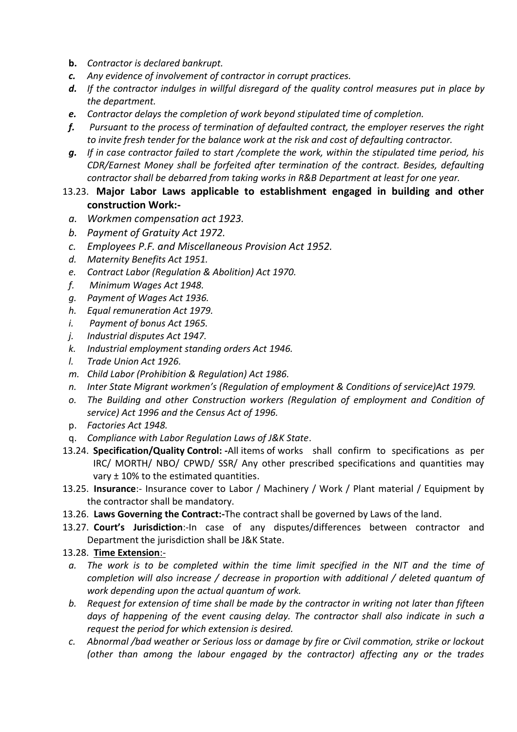- **b.** *Contractor is declared bankrupt.*
- ***c.*** *Any evidence of involvement of contractor in corrupt practices.*
- ***d.*** *If the contractor indulges in willful disregard of the quality control measures put in place by the department.*
- ***e.*** *Contractor delays the completion of work beyond stipulated time of completion.*
- ***f.*** *Pursuant to the process of termination of defaulted contract, the employer reserves the right to invite fresh tender for the balance work at the risk and cost of defaulting contractor.*
- ***g.*** *If in case contractor failed to start /complete the work, within the stipulated time period, his CDR/Earnest Money shall be forfeited after termination of the contract. Besides, defaulting contractor shall be debarred from taking works in R&B Department at least for one year.*

13.23. **Major Labor Laws applicable to establishment engaged in building and other construction Work:-**

- a. *Workmen compensation act 1923.*
- b. *Payment of Gratuity Act 1972.*
- c. *Employees P.F. and Miscellaneous Provision Act 1952.*
- d. *Maternity Benefits Act 1951.*
- e. *Contract Labor (Regulation & Abolition) Act 1970.*
- f. *Minimum Wages Act 1948.*
- g. *Payment of Wages Act 1936.*
- h. *Equal remuneration Act 1979.*
- i. *Payment of bonus Act 1965.*
- j. *Industrial disputes Act 1947.*
- k. *Industrial employment standing orders Act 1946.*
- l. *Trade Union Act 1926.*
- m. *Child Labor (Prohibition & Regulation) Act 1986.*
- n. *Inter State Migrant workmen's (Regulation of employment & Conditions of service)Act 1979.*
- o. *The Building and other Construction workers (Regulation of employment and Condition of service) Act 1996 and the Census Act of 1996.*
- p. *Factories Act 1948.*
- q. *Compliance with Labor Regulation Laws of J&K State*.

13.24. **Specification/Quality Control: -**All items of works shall confirm to specifications as per IRC/ MORTH/ NBO/ CPWD/ SSR/ Any other prescribed specifications and quantities may vary ± 10% to the estimated quantities.

13.25. **Insurance**:- Insurance cover to Labor / Machinery / Work / Plant material / Equipment by the contractor shall be mandatory.

13.26. **Laws Governing the Contract:-**The contract shall be governed by Laws of the land.

13.27. **Court's Jurisdiction**:-In case of any disputes/differences between contractor and Department the jurisdiction shall be J&K State.

13.28. **Time Extension**:-

- a. *The work is to be completed within the time limit specified in the NIT and the time of completion will also increase / decrease in proportion with additional / deleted quantum of work depending upon the actual quantum of work.*
- b. *Request for extension of time shall be made by the contractor in writing not later than fifteen days of happening of the event causing delay. The contractor shall also indicate in such a request the period for which extension is desired.*
- c. *Abnormal /bad weather or Serious loss or damage by fire or Civil commotion, strike or lockout (other than among the labour engaged by the contractor) affecting any or the trades*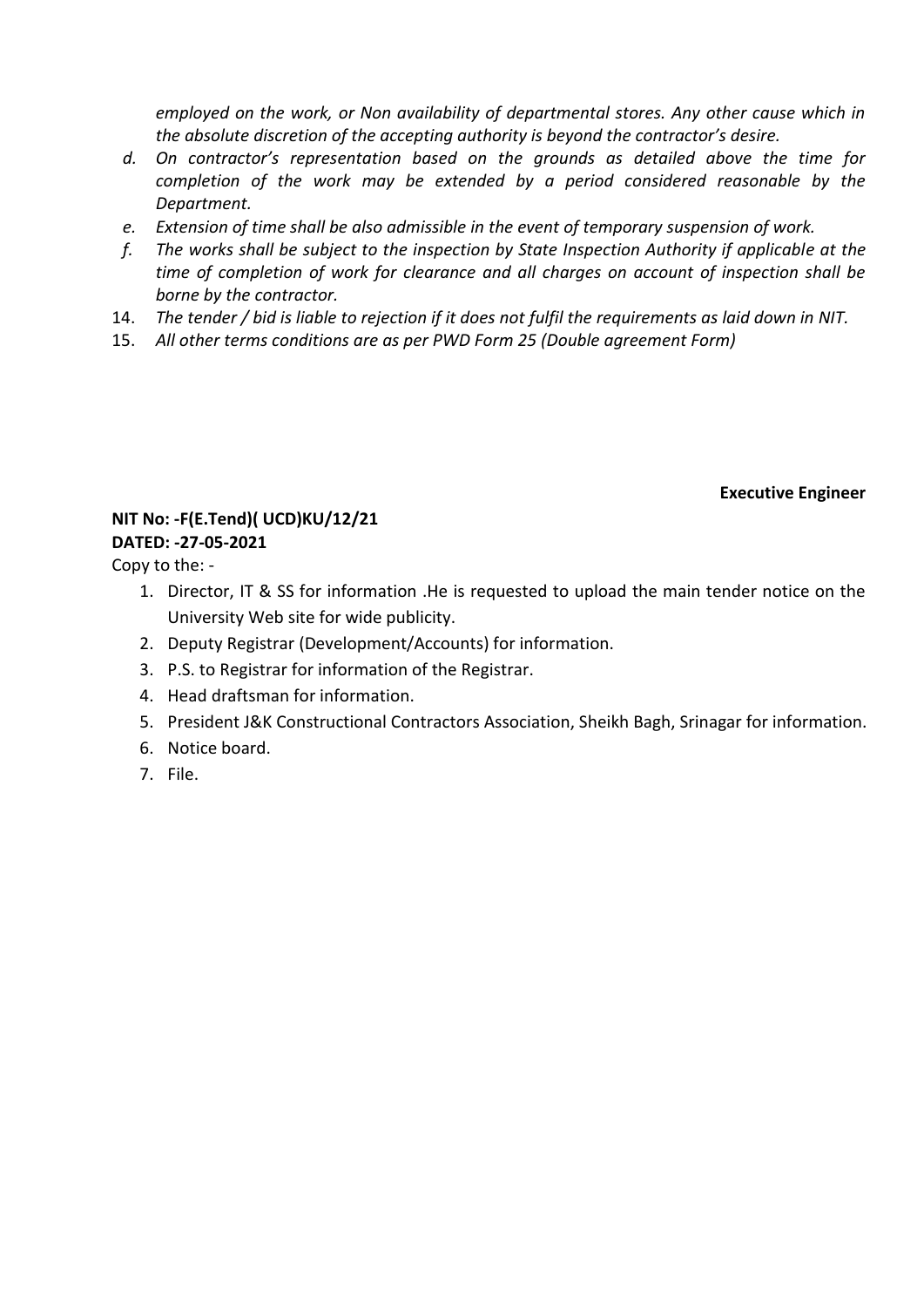*employed on the work, or Non availability of departmental stores. Any other cause which in the absolute discretion of the accepting authority is beyond the contractor's desire.*

*d. On contractor's representation based on the grounds as detailed above the time for completion of the work may be extended by a period considered reasonable by the Department.*

*e. Extension of time shall be also admissible in the event of temporary suspension of work.*

*f. The works shall be subject to the inspection by State Inspection Authority if applicable at the time of completion of work for clearance and all charges on account of inspection shall be borne by the contractor.*

14. *The tender / bid is liable to rejection if it does not fulfil the requirements as laid down in NIT.*
15. *All other terms conditions are as per PWD Form 25 (Double agreement Form)*

**Executive Engineer**

**NIT No: -F(E.Tend)( UCD)KU/12/21**
**DATED: -27-05-2021**

Copy to the: -

1. Director, IT & SS for information .He is requested to upload the main tender notice on the University Web site for wide publicity.
2. Deputy Registrar (Development/Accounts) for information.
3. P.S. to Registrar for information of the Registrar.
4. Head draftsman for information.
5. President J&K Constructional Contractors Association, Sheikh Bagh, Srinagar for information.
6. Notice board.
7. File.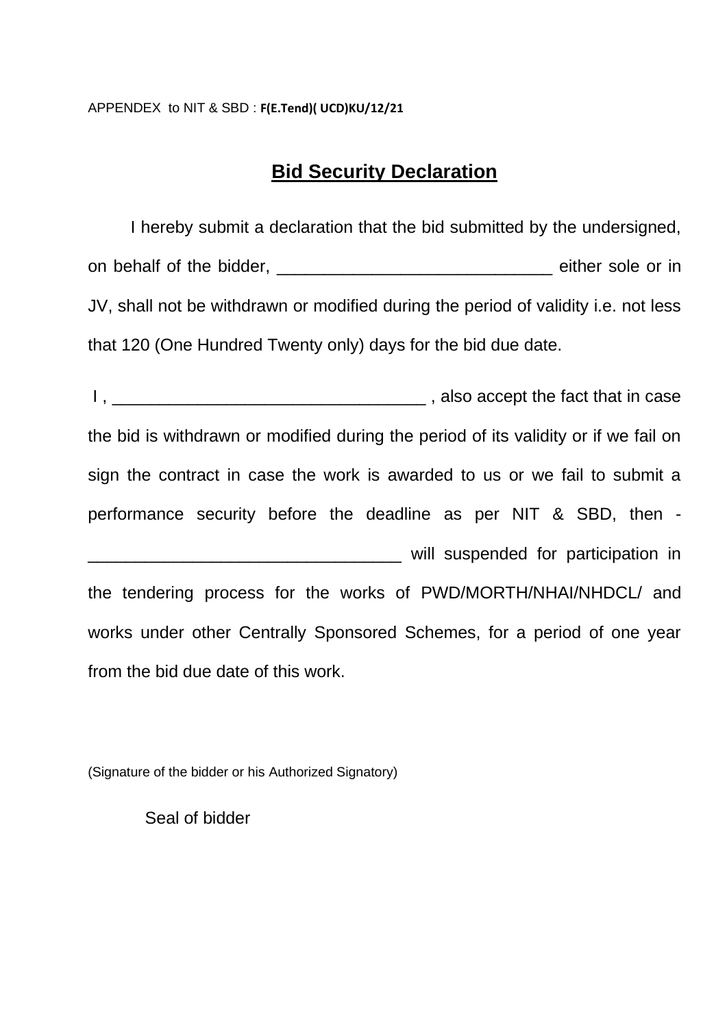APPENDEX to NIT & SBD : **F(E.Tend)( UCD)KU/12/21**

## Bid Security Declaration

I hereby submit a declaration that the bid submitted by the undersigned, on behalf of the bidder, _____________________________ either sole or in JV, shall not be withdrawn or modified during the period of validity i.e. not less that 120 (One Hundred Twenty only) days for the bid due date.

I , _________________________________ , also accept the fact that in case the bid is withdrawn or modified during the period of its validity or if we fail on sign the contract in case the work is awarded to us or we fail to submit a performance security before the deadline as per NIT & SBD, then -_________________________________ will suspended for participation in the tendering process for the works of PWD/MORTH/NHAI/NHDCL/ and works under other Centrally Sponsored Schemes, for a period of one year from the bid due date of this work.

(Signature of the bidder or his Authorized Signatory)

Seal of bidder